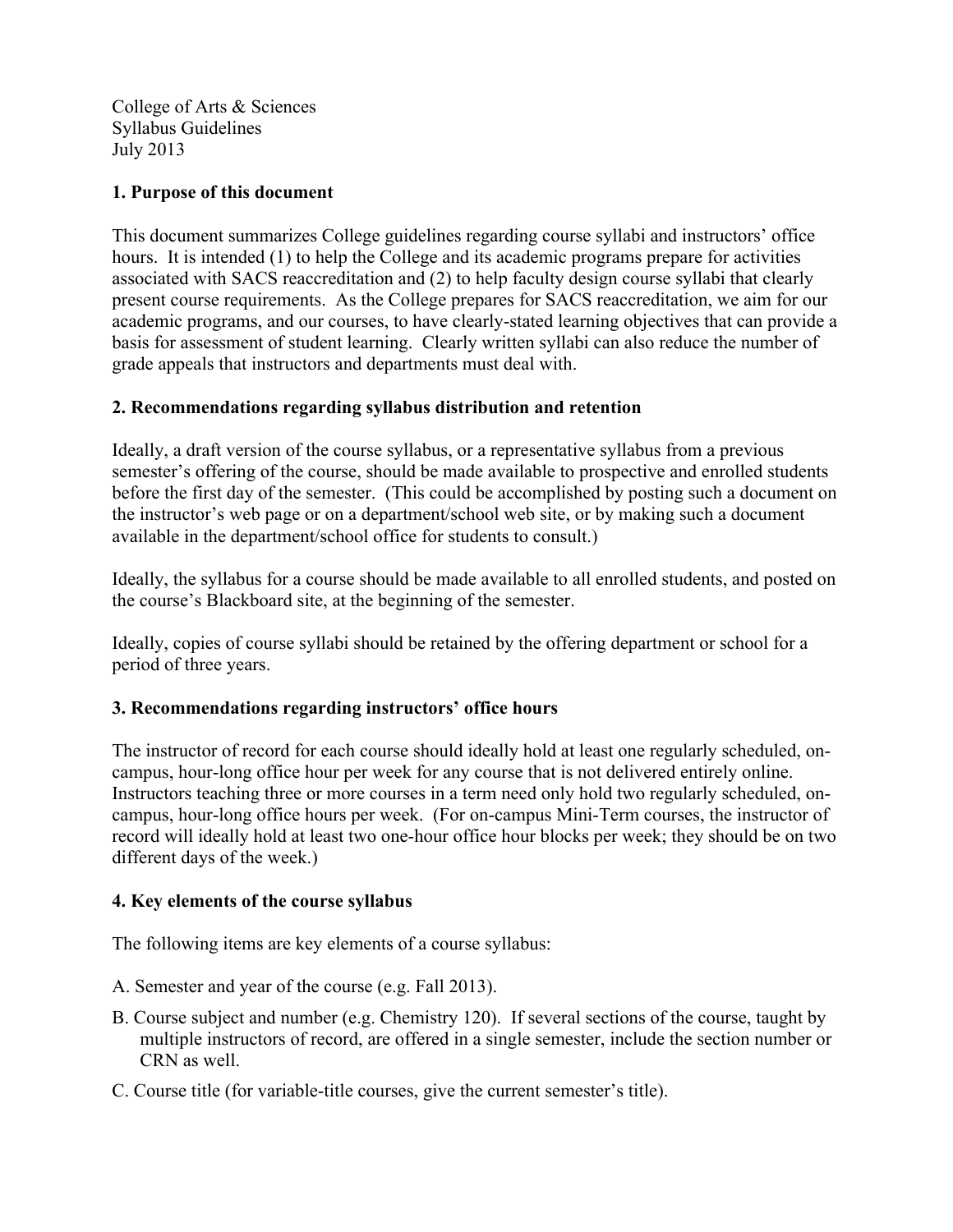College of Arts & Sciences
Syllabus Guidelines
July 2013

## 1. Purpose of this document

This document summarizes College guidelines regarding course syllabi and instructors' office hours. It is intended (1) to help the College and its academic programs prepare for activities associated with SACS reaccreditation and (2) to help faculty design course syllabi that clearly present course requirements. As the College prepares for SACS reaccreditation, we aim for our academic programs, and our courses, to have clearly-stated learning objectives that can provide a basis for assessment of student learning. Clearly written syllabi can also reduce the number of grade appeals that instructors and departments must deal with.

## 2. Recommendations regarding syllabus distribution and retention

Ideally, a draft version of the course syllabus, or a representative syllabus from a previous semester's offering of the course, should be made available to prospective and enrolled students before the first day of the semester. (This could be accomplished by posting such a document on the instructor's web page or on a department/school web site, or by making such a document available in the department/school office for students to consult.)

Ideally, the syllabus for a course should be made available to all enrolled students, and posted on the course's Blackboard site, at the beginning of the semester.

Ideally, copies of course syllabi should be retained by the offering department or school for a period of three years.

## 3. Recommendations regarding instructors' office hours

The instructor of record for each course should ideally hold at least one regularly scheduled, on-campus, hour-long office hour per week for any course that is not delivered entirely online. Instructors teaching three or more courses in a term need only hold two regularly scheduled, on-campus, hour-long office hours per week. (For on-campus Mini-Term courses, the instructor of record will ideally hold at least two one-hour office hour blocks per week; they should be on two different days of the week.)

## 4. Key elements of the course syllabus

The following items are key elements of a course syllabus:

A. Semester and year of the course (e.g. Fall 2013).

B. Course subject and number (e.g. Chemistry 120). If several sections of the course, taught by multiple instructors of record, are offered in a single semester, include the section number or CRN as well.

C. Course title (for variable-title courses, give the current semester's title).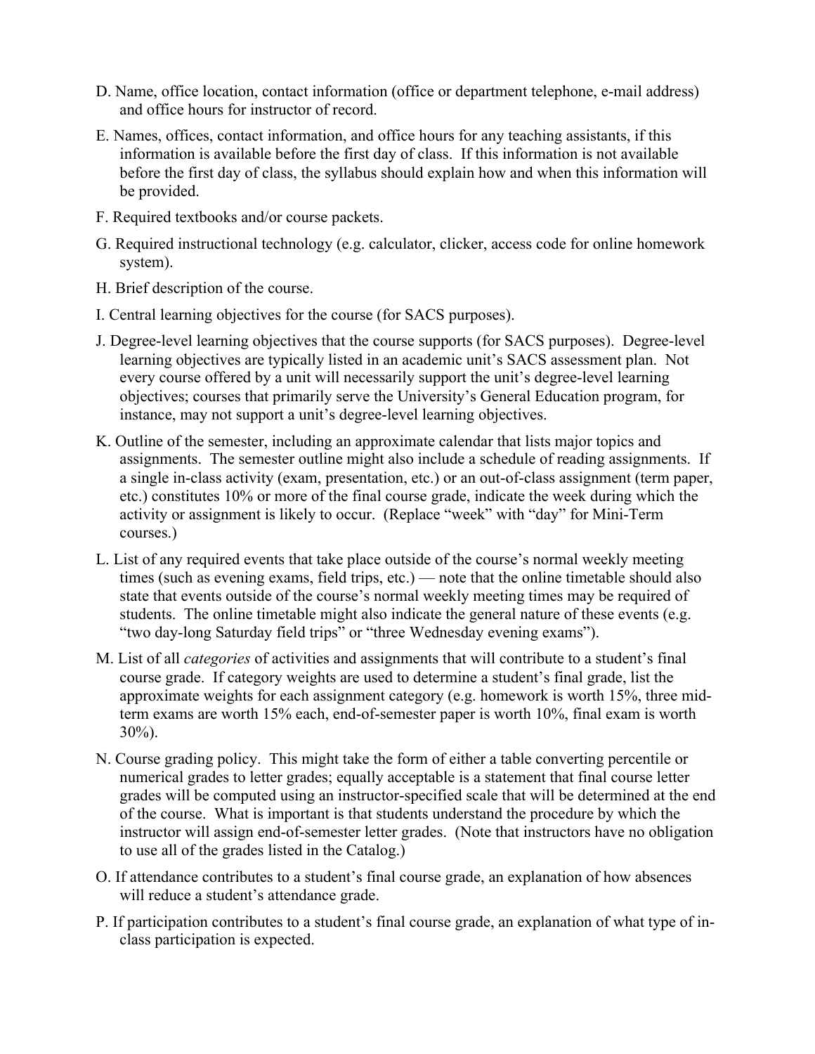D. Name, office location, contact information (office or department telephone, e-mail address) and office hours for instructor of record.

E. Names, offices, contact information, and office hours for any teaching assistants, if this information is available before the first day of class. If this information is not available before the first day of class, the syllabus should explain how and when this information will be provided.

F. Required textbooks and/or course packets.

G. Required instructional technology (e.g. calculator, clicker, access code for online homework system).

H. Brief description of the course.

I. Central learning objectives for the course (for SACS purposes).

J. Degree-level learning objectives that the course supports (for SACS purposes). Degree-level learning objectives are typically listed in an academic unit's SACS assessment plan. Not every course offered by a unit will necessarily support the unit's degree-level learning objectives; courses that primarily serve the University's General Education program, for instance, may not support a unit's degree-level learning objectives.

K. Outline of the semester, including an approximate calendar that lists major topics and assignments. The semester outline might also include a schedule of reading assignments. If a single in-class activity (exam, presentation, etc.) or an out-of-class assignment (term paper, etc.) constitutes 10% or more of the final course grade, indicate the week during which the activity or assignment is likely to occur. (Replace "week" with "day" for Mini-Term courses.)

L. List of any required events that take place outside of the course's normal weekly meeting times (such as evening exams, field trips, etc.) — note that the online timetable should also state that events outside of the course's normal weekly meeting times may be required of students. The online timetable might also indicate the general nature of these events (e.g. "two day-long Saturday field trips" or "three Wednesday evening exams").

M. List of all *categories* of activities and assignments that will contribute to a student's final course grade. If category weights are used to determine a student's final grade, list the approximate weights for each assignment category (e.g. homework is worth 15%, three mid-term exams are worth 15% each, end-of-semester paper is worth 10%, final exam is worth 30%).

N. Course grading policy. This might take the form of either a table converting percentile or numerical grades to letter grades; equally acceptable is a statement that final course letter grades will be computed using an instructor-specified scale that will be determined at the end of the course. What is important is that students understand the procedure by which the instructor will assign end-of-semester letter grades. (Note that instructors have no obligation to use all of the grades listed in the Catalog.)

O. If attendance contributes to a student's final course grade, an explanation of how absences will reduce a student's attendance grade.

P. If participation contributes to a student's final course grade, an explanation of what type of in-class participation is expected.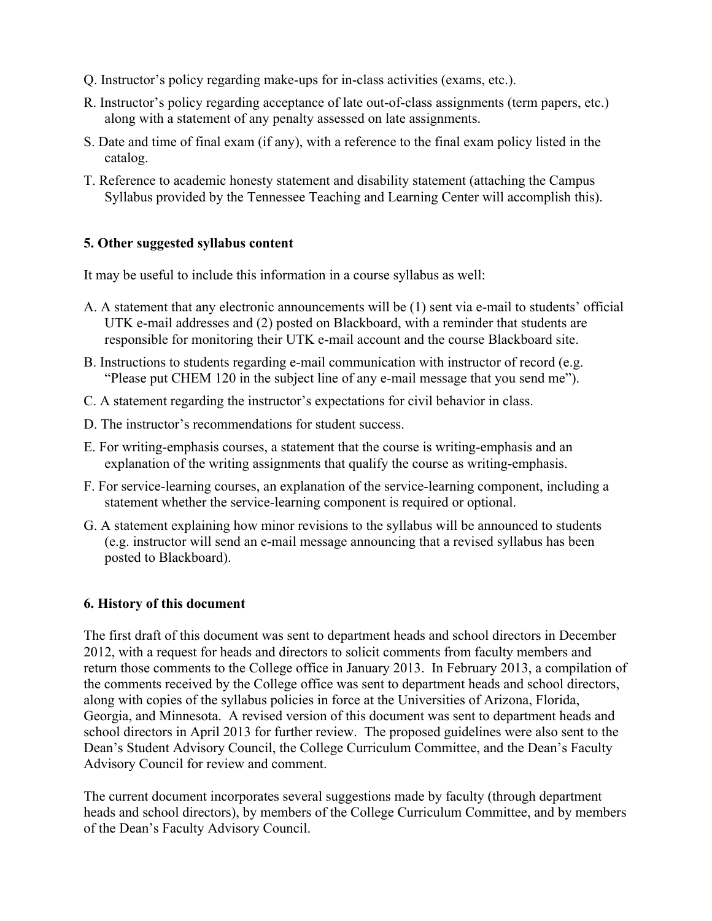Q. Instructor's policy regarding make-ups for in-class activities (exams, etc.).

R. Instructor's policy regarding acceptance of late out-of-class assignments (term papers, etc.) along with a statement of any penalty assessed on late assignments.

S. Date and time of final exam (if any), with a reference to the final exam policy listed in the catalog.

T. Reference to academic honesty statement and disability statement (attaching the Campus Syllabus provided by the Tennessee Teaching and Learning Center will accomplish this).

**5. Other suggested syllabus content**

It may be useful to include this information in a course syllabus as well:

A. A statement that any electronic announcements will be (1) sent via e-mail to students' official UTK e-mail addresses and (2) posted on Blackboard, with a reminder that students are responsible for monitoring their UTK e-mail account and the course Blackboard site.

B. Instructions to students regarding e-mail communication with instructor of record (e.g. "Please put CHEM 120 in the subject line of any e-mail message that you send me").

C. A statement regarding the instructor's expectations for civil behavior in class.

D. The instructor's recommendations for student success.

E. For writing-emphasis courses, a statement that the course is writing-emphasis and an explanation of the writing assignments that qualify the course as writing-emphasis.

F. For service-learning courses, an explanation of the service-learning component, including a statement whether the service-learning component is required or optional.

G. A statement explaining how minor revisions to the syllabus will be announced to students (e.g. instructor will send an e-mail message announcing that a revised syllabus has been posted to Blackboard).

**6. History of this document**

The first draft of this document was sent to department heads and school directors in December 2012, with a request for heads and directors to solicit comments from faculty members and return those comments to the College office in January 2013. In February 2013, a compilation of the comments received by the College office was sent to department heads and school directors, along with copies of the syllabus policies in force at the Universities of Arizona, Florida, Georgia, and Minnesota. A revised version of this document was sent to department heads and school directors in April 2013 for further review. The proposed guidelines were also sent to the Dean's Student Advisory Council, the College Curriculum Committee, and the Dean's Faculty Advisory Council for review and comment.

The current document incorporates several suggestions made by faculty (through department heads and school directors), by members of the College Curriculum Committee, and by members of the Dean's Faculty Advisory Council.